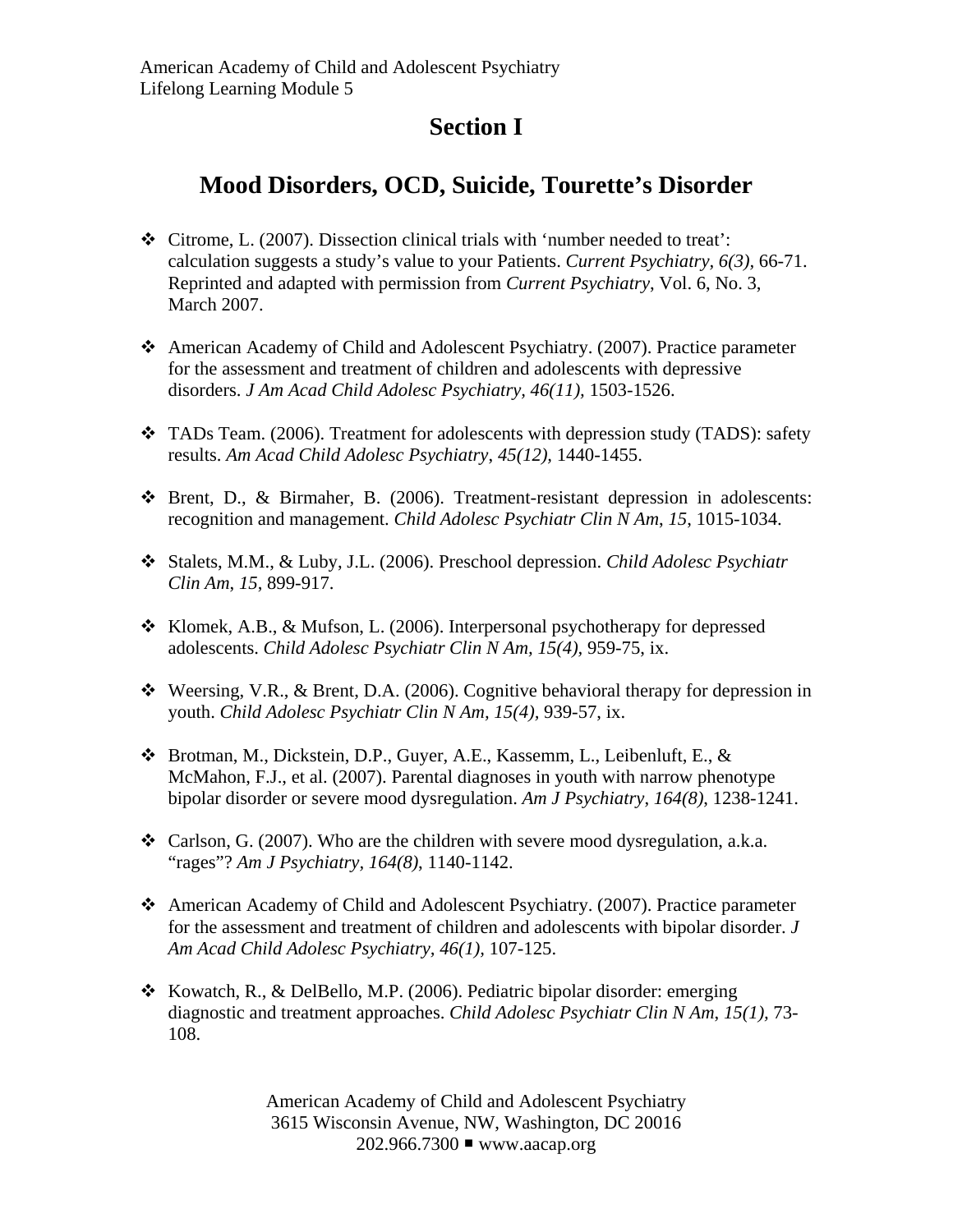American Academy of Child and Adolescent Psychiatry
Lifelong Learning Module 5

# Section I

## Mood Disorders, OCD, Suicide, Tourette's Disorder

- Citrome, L. (2007). Dissection clinical trials with 'number needed to treat': calculation suggests a study's value to your Patients. *Current Psychiatry, 6(3),* 66-71. Reprinted and adapted with permission from *Current Psychiatry*, Vol. 6, No. 3, March 2007.

- American Academy of Child and Adolescent Psychiatry. (2007). Practice parameter for the assessment and treatment of children and adolescents with depressive disorders. *J Am Acad Child Adolesc Psychiatry, 46(11),* 1503-1526.

- TADs Team. (2006). Treatment for adolescents with depression study (TADS): safety results. *Am Acad Child Adolesc Psychiatry, 45(12),* 1440-1455.

- Brent, D., & Birmaher, B. (2006). Treatment-resistant depression in adolescents: recognition and management. *Child Adolesc Psychiatr Clin N Am*, *15*, 1015-1034.

- Stalets, M.M., & Luby, J.L. (2006). Preschool depression. *Child Adolesc Psychiatr Clin Am*, *15*, 899-917.

- Klomek, A.B., & Mufson, L. (2006). Interpersonal psychotherapy for depressed adolescents. *Child Adolesc Psychiatr Clin N Am, 15(4),* 959-75, ix.

- Weersing, V.R., & Brent, D.A. (2006). Cognitive behavioral therapy for depression in youth. *Child Adolesc Psychiatr Clin N Am, 15(4),* 939-57, ix.

- Brotman, M., Dickstein, D.P., Guyer, A.E., Kassemm, L., Leibenluft, E., & McMahon, F.J., et al. (2007). Parental diagnoses in youth with narrow phenotype bipolar disorder or severe mood dysregulation. *Am J Psychiatry, 164(8),* 1238-1241.

- Carlson, G. (2007). Who are the children with severe mood dysregulation, a.k.a. "rages"? *Am J Psychiatry, 164(8)*, 1140-1142.

- American Academy of Child and Adolescent Psychiatry. (2007). Practice parameter for the assessment and treatment of children and adolescents with bipolar disorder. *J Am Acad Child Adolesc Psychiatry, 46(1),* 107-125.

- Kowatch, R., & DelBello, M.P. (2006). Pediatric bipolar disorder: emerging diagnostic and treatment approaches. *Child Adolesc Psychiatr Clin N Am*, *15(1),* 73-108.

American Academy of Child and Adolescent Psychiatry
3615 Wisconsin Avenue, NW, Washington, DC 20016
202.966.7300 ▪ www.aacap.org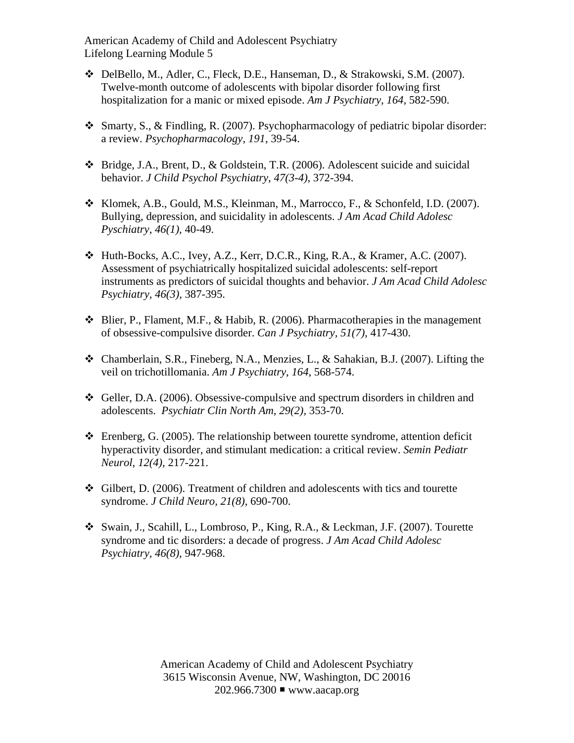- DelBello, M., Adler, C., Fleck, D.E., Hanseman, D., & Strakowski, S.M. (2007). Twelve-month outcome of adolescents with bipolar disorder following first hospitalization for a manic or mixed episode. *Am J Psychiatry*, *164*, 582-590.

- Smarty, S., & Findling, R. (2007). Psychopharmacology of pediatric bipolar disorder: a review. *Psychopharmacology, 191*, 39-54.

- Bridge, J.A., Brent, D., & Goldstein, T.R. (2006). Adolescent suicide and suicidal behavior. *J Child Psychol Psychiatry*, *47(3-4)*, 372-394.

- Klomek, A.B., Gould, M.S., Kleinman, M., Marrocco, F., & Schonfeld, I.D. (2007). Bullying, depression, and suicidality in adolescents. *J Am Acad Child Adolesc Pyschiatry*, *46(1)*, 40-49.

- Huth-Bocks, A.C., Ivey, A.Z., Kerr, D.C.R., King, R.A., & Kramer, A.C. (2007). Assessment of psychiatrically hospitalized suicidal adolescents: self-report instruments as predictors of suicidal thoughts and behavior. *J Am Acad Child Adolesc Psychiatry*, *46(3)*, 387-395.

- Blier, P., Flament, M.F., & Habib, R. (2006). Pharmacotherapies in the management of obsessive-compulsive disorder. *Can J Psychiatry*, *51(7)*, 417-430.

- Chamberlain, S.R., Fineberg, N.A., Menzies, L., & Sahakian, B.J. (2007). Lifting the veil on trichotillomania. *Am J Psychiatry*, *164*, 568-574.

- Geller, D.A. (2006). Obsessive-compulsive and spectrum disorders in children and adolescents. *Psychiatr Clin North Am, 29(2),* 353-70.

- Erenberg, G. (2005). The relationship between tourette syndrome, attention deficit hyperactivity disorder, and stimulant medication: a critical review. *Semin Pediatr Neurol*, *12(4)*, 217-221.

- Gilbert, D. (2006). Treatment of children and adolescents with tics and tourette syndrome. *J Child Neuro*, *21(8)*, 690-700.

- Swain, J., Scahill, L., Lombroso, P., King, R.A., & Leckman, J.F. (2007). Tourette syndrome and tic disorders: a decade of progress. *J Am Acad Child Adolesc Psychiatry*, *46(8)*, 947-968.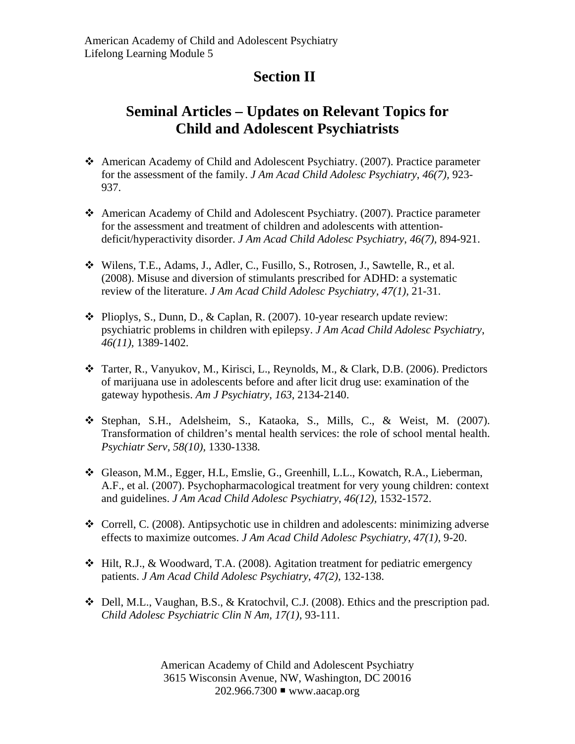## Section II

## Seminal Articles – Updates on Relevant Topics for Child and Adolescent Psychiatrists

- American Academy of Child and Adolescent Psychiatry. (2007). Practice parameter for the assessment of the family. *J Am Acad Child Adolesc Psychiatry*, *46(7),* 923-937.

- American Academy of Child and Adolescent Psychiatry. (2007). Practice parameter for the assessment and treatment of children and adolescents with attention-deficit/hyperactivity disorder. *J Am Acad Child Adolesc Psychiatry*, *46(7),* 894-921.

- Wilens, T.E., Adams, J., Adler, C., Fusillo, S., Rotrosen, J., Sawtelle, R., et al. (2008). Misuse and diversion of stimulants prescribed for ADHD: a systematic review of the literature. *J Am Acad Child Adolesc Psychiatry, 47(1),* 21-31.

- Plioplys, S., Dunn, D., & Caplan, R. (2007). 10-year research update review: psychiatric problems in children with epilepsy. *J Am Acad Child Adolesc Psychiatry, 46(11),* 1389-1402.

- Tarter, R., Vanyukov, M., Kirisci, L., Reynolds, M., & Clark, D.B. (2006). Predictors of marijuana use in adolescents before and after licit drug use: examination of the gateway hypothesis. *Am J Psychiatry*, *163*, 2134-2140.

- Stephan, S.H., Adelsheim, S., Kataoka, S., Mills, C., & Weist, M. (2007). Transformation of children's mental health services: the role of school mental health. *Psychiatr Serv*, *58(10)*, 1330-1338*.*

- Gleason, M.M., Egger, H.L, Emslie, G., Greenhill, L.L., Kowatch, R.A., Lieberman, A.F., et al. (2007). Psychopharmacological treatment for very young children: context and guidelines. *J Am Acad Child Adolesc Psychiatry*, *46(12),* 1532-1572.

- Correll, C. (2008). Antipsychotic use in children and adolescents: minimizing adverse effects to maximize outcomes. *J Am Acad Child Adolesc Psychiatry, 47(1),* 9-20.

- Hilt, R.J., & Woodward, T.A. (2008). Agitation treatment for pediatric emergency patients. *J Am Acad Child Adolesc Psychiatry*, *47(2),* 132-138.

- Dell, M.L., Vaughan, B.S., & Kratochvil, C.J. (2008). Ethics and the prescription pad. *Child Adolesc Psychiatric Clin N Am*, *17(1),* 93-111.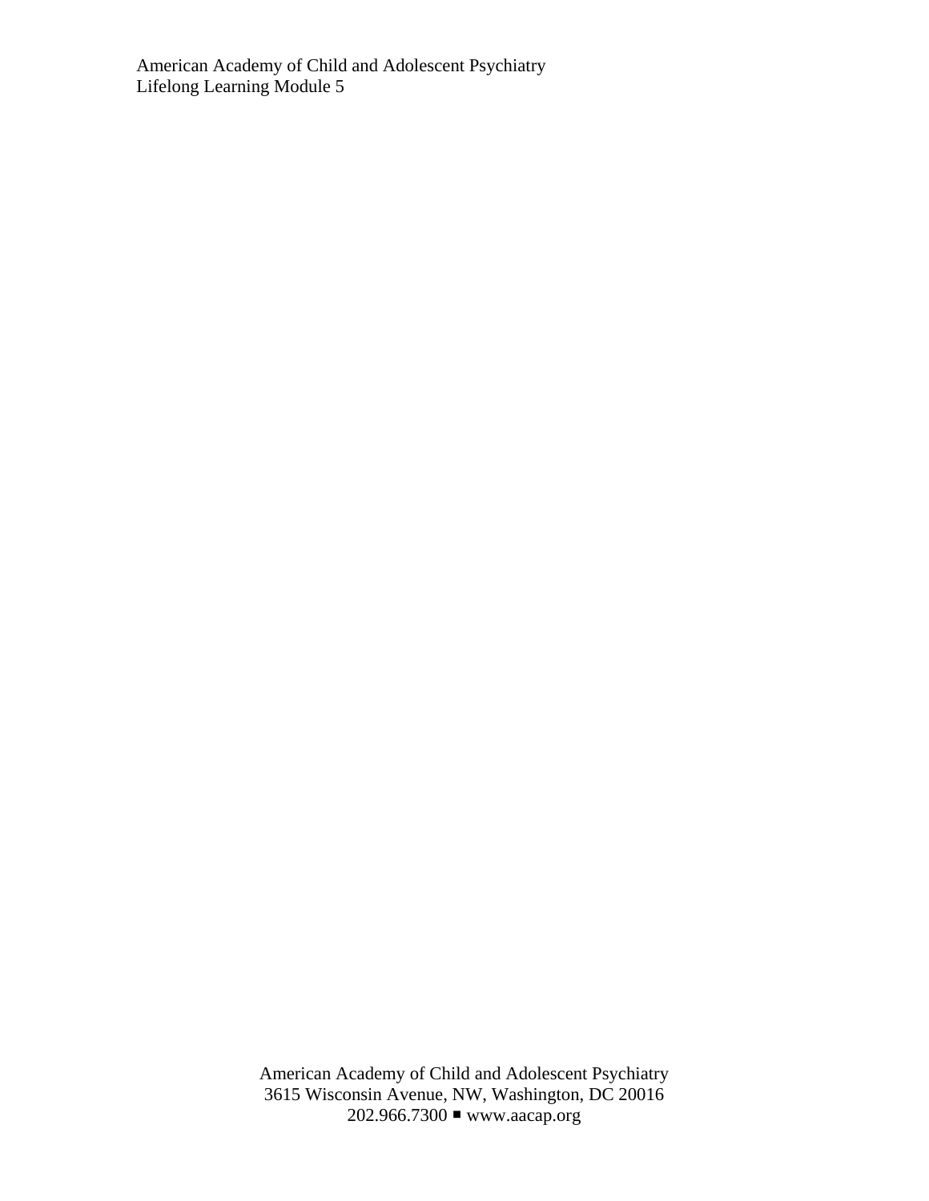American Academy of Child and Adolescent Psychiatry
Lifelong Learning Module 5

American Academy of Child and Adolescent Psychiatry
3615 Wisconsin Avenue, NW, Washington, DC 20016
202.966.7300 ■ www.aacap.org